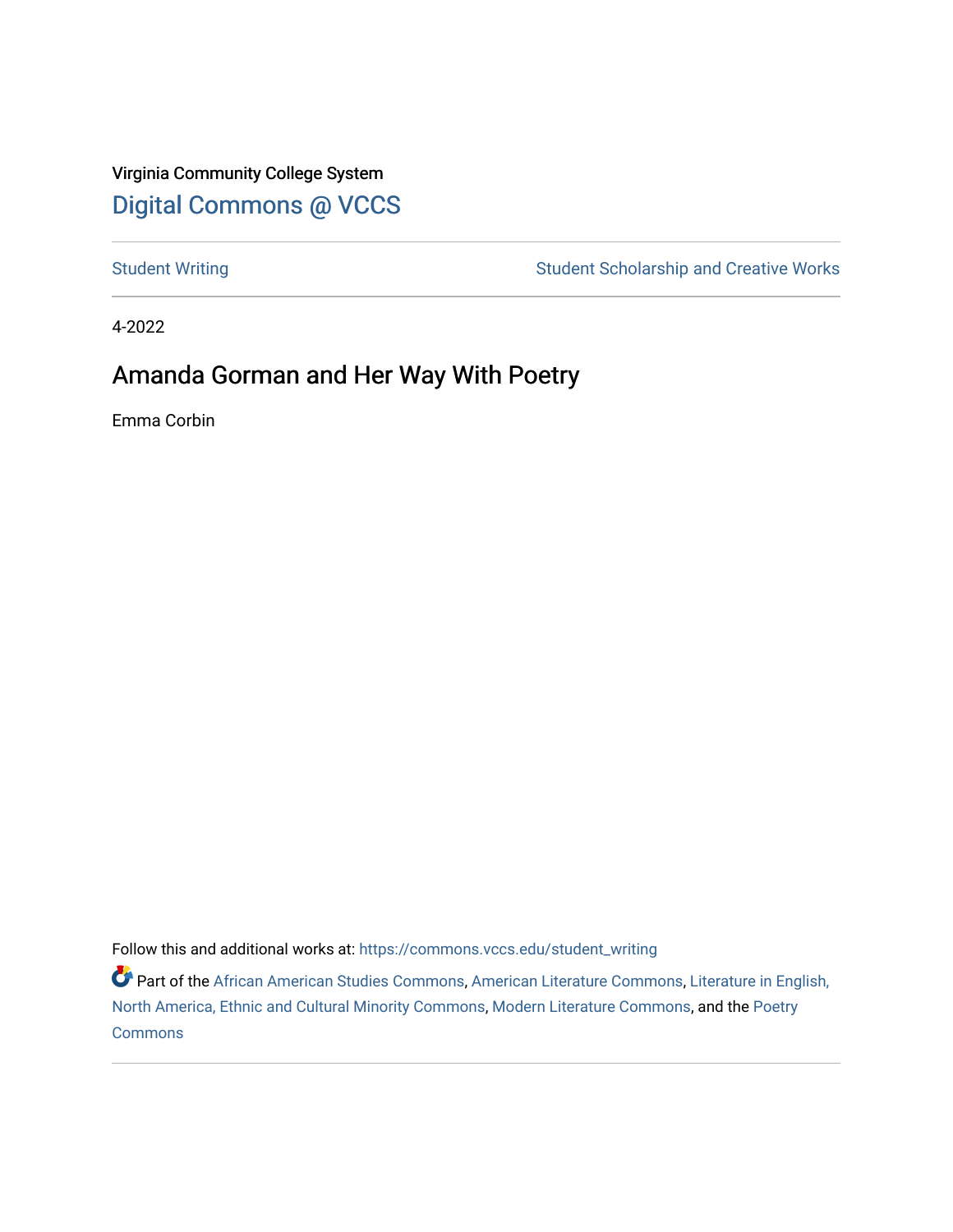Virginia Community College System

Digital Commons @ VCCS

Student Writing | Student Scholarship and Creative Works

4-2022

# Amanda Gorman and Her Way With Poetry

Emma Corbin

Follow this and additional works at: https://commons.vccs.edu/student_writing

Part of the African American Studies Commons, American Literature Commons, Literature in English, North America, Ethnic and Cultural Minority Commons, Modern Literature Commons, and the Poetry Commons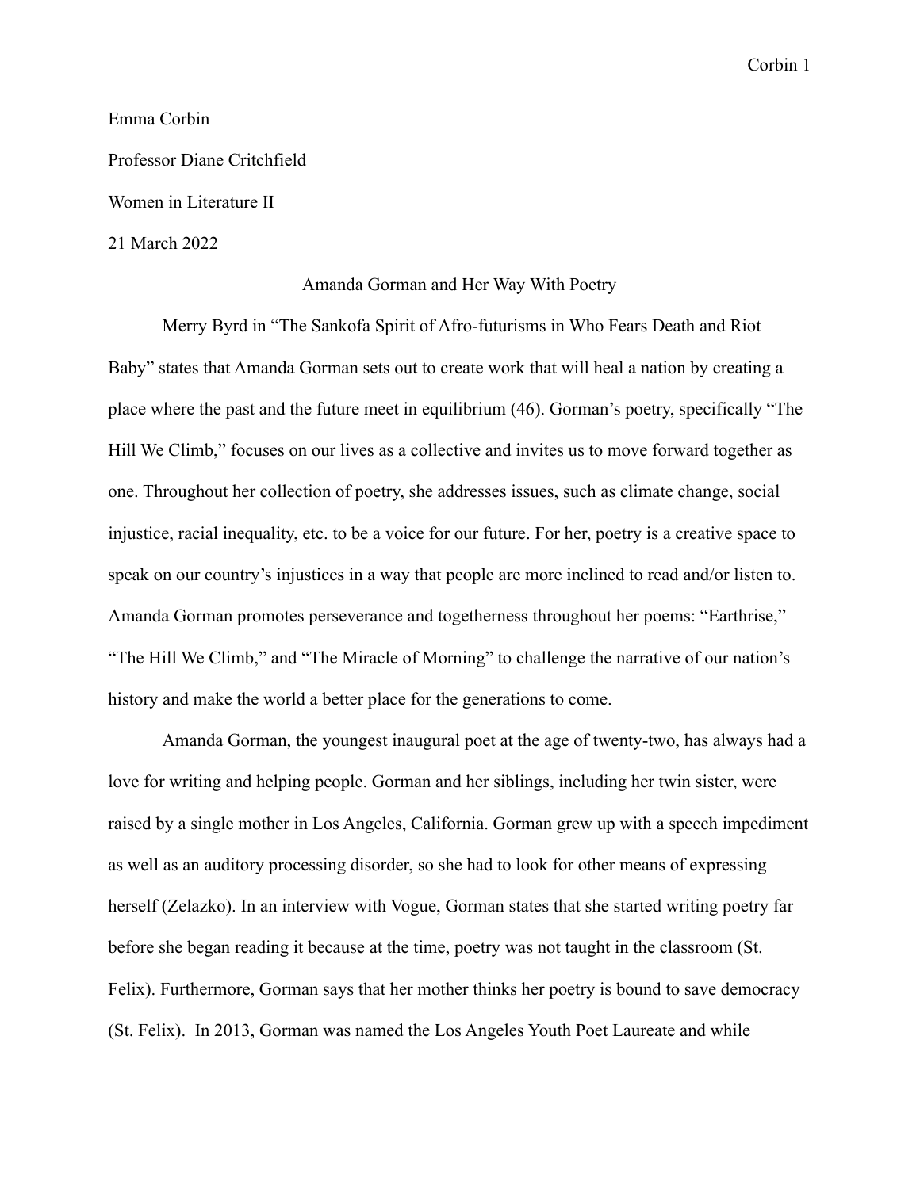Emma Corbin

Professor Diane Critchfield

Women in Literature II

21 March 2022

# Amanda Gorman and Her Way With Poetry

Merry Byrd in "The Sankofa Spirit of Afro-futurisms in Who Fears Death and Riot Baby" states that Amanda Gorman sets out to create work that will heal a nation by creating a place where the past and the future meet in equilibrium (46). Gorman's poetry, specifically "The Hill We Climb," focuses on our lives as a collective and invites us to move forward together as one. Throughout her collection of poetry, she addresses issues, such as climate change, social injustice, racial inequality, etc. to be a voice for our future. For her, poetry is a creative space to speak on our country's injustices in a way that people are more inclined to read and/or listen to. Amanda Gorman promotes perseverance and togetherness throughout her poems: "Earthrise," "The Hill We Climb," and "The Miracle of Morning" to challenge the narrative of our nation's history and make the world a better place for the generations to come.

Amanda Gorman, the youngest inaugural poet at the age of twenty-two, has always had a love for writing and helping people. Gorman and her siblings, including her twin sister, were raised by a single mother in Los Angeles, California. Gorman grew up with a speech impediment as well as an auditory processing disorder, so she had to look for other means of expressing herself (Zelazko). In an interview with Vogue, Gorman states that she started writing poetry far before she began reading it because at the time, poetry was not taught in the classroom (St. Felix). Furthermore, Gorman says that her mother thinks her poetry is bound to save democracy (St. Felix). In 2013, Gorman was named the Los Angeles Youth Poet Laureate and while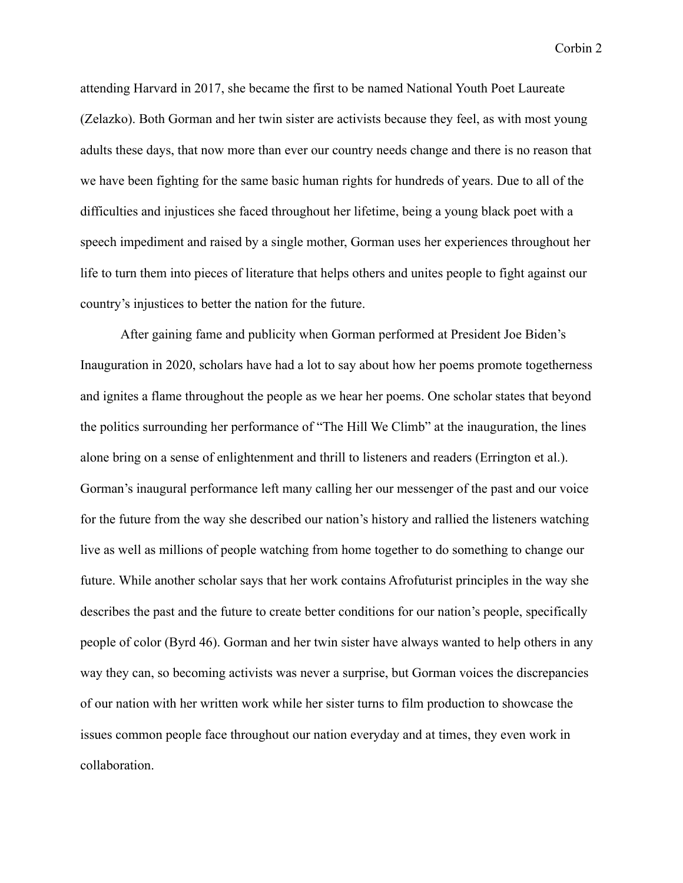attending Harvard in 2017, she became the first to be named National Youth Poet Laureate (Zelazko). Both Gorman and her twin sister are activists because they feel, as with most young adults these days, that now more than ever our country needs change and there is no reason that we have been fighting for the same basic human rights for hundreds of years. Due to all of the difficulties and injustices she faced throughout her lifetime, being a young black poet with a speech impediment and raised by a single mother, Gorman uses her experiences throughout her life to turn them into pieces of literature that helps others and unites people to fight against our country's injustices to better the nation for the future.

After gaining fame and publicity when Gorman performed at President Joe Biden's Inauguration in 2020, scholars have had a lot to say about how her poems promote togetherness and ignites a flame throughout the people as we hear her poems. One scholar states that beyond the politics surrounding her performance of "The Hill We Climb" at the inauguration, the lines alone bring on a sense of enlightenment and thrill to listeners and readers (Errington et al.). Gorman's inaugural performance left many calling her our messenger of the past and our voice for the future from the way she described our nation's history and rallied the listeners watching live as well as millions of people watching from home together to do something to change our future. While another scholar says that her work contains Afrofuturist principles in the way she describes the past and the future to create better conditions for our nation's people, specifically people of color (Byrd 46). Gorman and her twin sister have always wanted to help others in any way they can, so becoming activists was never a surprise, but Gorman voices the discrepancies of our nation with her written work while her sister turns to film production to showcase the issues common people face throughout our nation everyday and at times, they even work in collaboration.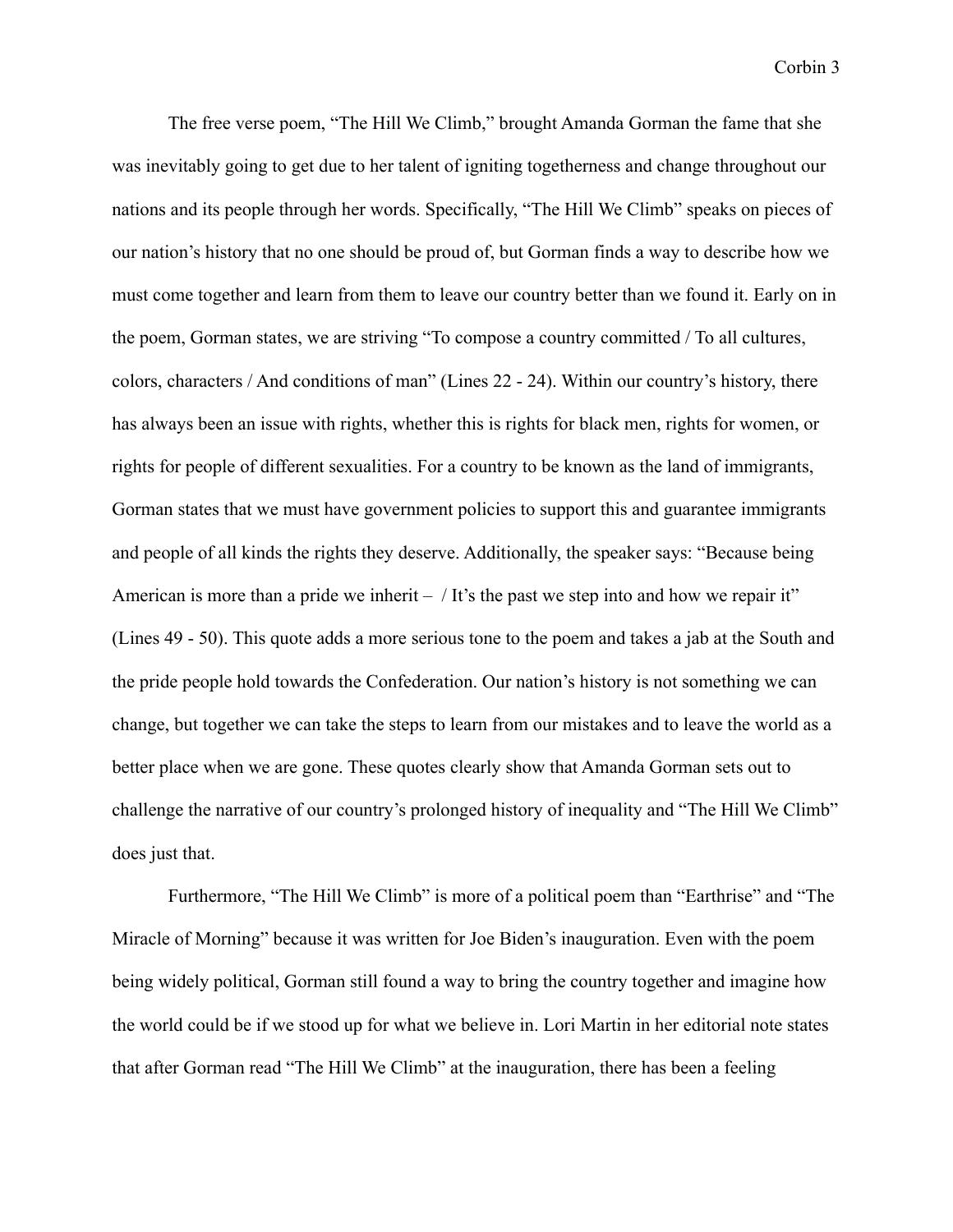The free verse poem, "The Hill We Climb," brought Amanda Gorman the fame that she was inevitably going to get due to her talent of igniting togetherness and change throughout our nations and its people through her words. Specifically, "The Hill We Climb" speaks on pieces of our nation's history that no one should be proud of, but Gorman finds a way to describe how we must come together and learn from them to leave our country better than we found it. Early on in the poem, Gorman states, we are striving "To compose a country committed / To all cultures, colors, characters / And conditions of man" (Lines 22 - 24). Within our country's history, there has always been an issue with rights, whether this is rights for black men, rights for women, or rights for people of different sexualities. For a country to be known as the land of immigrants, Gorman states that we must have government policies to support this and guarantee immigrants and people of all kinds the rights they deserve. Additionally, the speaker says: "Because being American is more than a pride we inherit – / It's the past we step into and how we repair it" (Lines 49 - 50). This quote adds a more serious tone to the poem and takes a jab at the South and the pride people hold towards the Confederation. Our nation's history is not something we can change, but together we can take the steps to learn from our mistakes and to leave the world as a better place when we are gone. These quotes clearly show that Amanda Gorman sets out to challenge the narrative of our country's prolonged history of inequality and "The Hill We Climb" does just that.

Furthermore, "The Hill We Climb" is more of a political poem than "Earthrise" and "The Miracle of Morning" because it was written for Joe Biden's inauguration. Even with the poem being widely political, Gorman still found a way to bring the country together and imagine how the world could be if we stood up for what we believe in. Lori Martin in her editorial note states that after Gorman read "The Hill We Climb" at the inauguration, there has been a feeling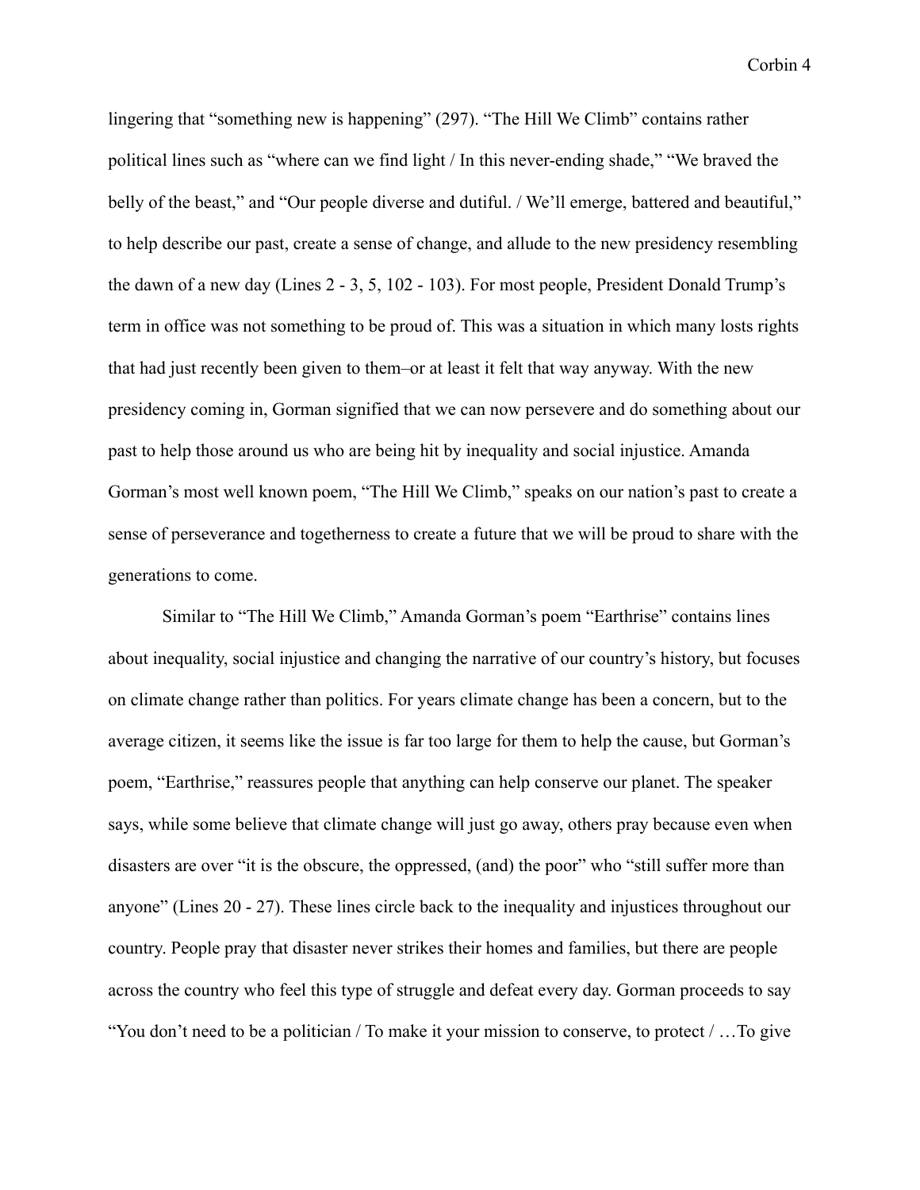lingering that "something new is happening" (297). "The Hill We Climb" contains rather political lines such as "where can we find light / In this never-ending shade," "We braved the belly of the beast," and "Our people diverse and dutiful. / We'll emerge, battered and beautiful," to help describe our past, create a sense of change, and allude to the new presidency resembling the dawn of a new day (Lines 2 - 3, 5, 102 - 103). For most people, President Donald Trump's term in office was not something to be proud of. This was a situation in which many losts rights that had just recently been given to them–or at least it felt that way anyway. With the new presidency coming in, Gorman signified that we can now persevere and do something about our past to help those around us who are being hit by inequality and social injustice. Amanda Gorman's most well known poem, "The Hill We Climb," speaks on our nation's past to create a sense of perseverance and togetherness to create a future that we will be proud to share with the generations to come.

Similar to "The Hill We Climb," Amanda Gorman's poem "Earthrise" contains lines about inequality, social injustice and changing the narrative of our country's history, but focuses on climate change rather than politics. For years climate change has been a concern, but to the average citizen, it seems like the issue is far too large for them to help the cause, but Gorman's poem, "Earthrise," reassures people that anything can help conserve our planet. The speaker says, while some believe that climate change will just go away, others pray because even when disasters are over "it is the obscure, the oppressed, (and) the poor" who "still suffer more than anyone" (Lines 20 - 27). These lines circle back to the inequality and injustices throughout our country. People pray that disaster never strikes their homes and families, but there are people across the country who feel this type of struggle and defeat every day. Gorman proceeds to say "You don't need to be a politician / To make it your mission to conserve, to protect / …To give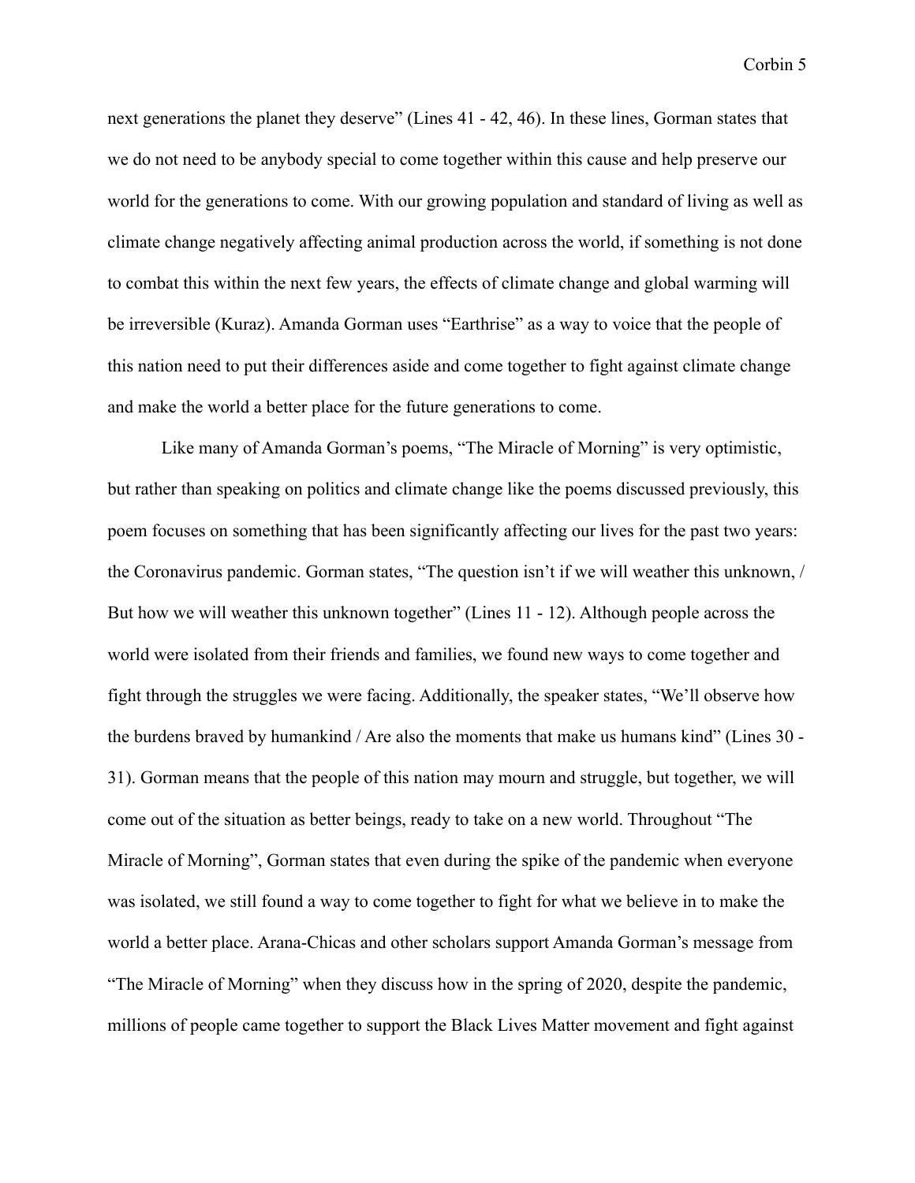next generations the planet they deserve" (Lines 41 - 42, 46). In these lines, Gorman states that we do not need to be anybody special to come together within this cause and help preserve our world for the generations to come. With our growing population and standard of living as well as climate change negatively affecting animal production across the world, if something is not done to combat this within the next few years, the effects of climate change and global warming will be irreversible (Kuraz). Amanda Gorman uses "Earthrise" as a way to voice that the people of this nation need to put their differences aside and come together to fight against climate change and make the world a better place for the future generations to come.

Like many of Amanda Gorman's poems, "The Miracle of Morning" is very optimistic, but rather than speaking on politics and climate change like the poems discussed previously, this poem focuses on something that has been significantly affecting our lives for the past two years: the Coronavirus pandemic. Gorman states, "The question isn't if we will weather this unknown, / But how we will weather this unknown together" (Lines 11 - 12). Although people across the world were isolated from their friends and families, we found new ways to come together and fight through the struggles we were facing. Additionally, the speaker states, "We'll observe how the burdens braved by humankind / Are also the moments that make us humans kind" (Lines 30 - 31). Gorman means that the people of this nation may mourn and struggle, but together, we will come out of the situation as better beings, ready to take on a new world. Throughout "The Miracle of Morning", Gorman states that even during the spike of the pandemic when everyone was isolated, we still found a way to come together to fight for what we believe in to make the world a better place. Arana-Chicas and other scholars support Amanda Gorman's message from "The Miracle of Morning" when they discuss how in the spring of 2020, despite the pandemic, millions of people came together to support the Black Lives Matter movement and fight against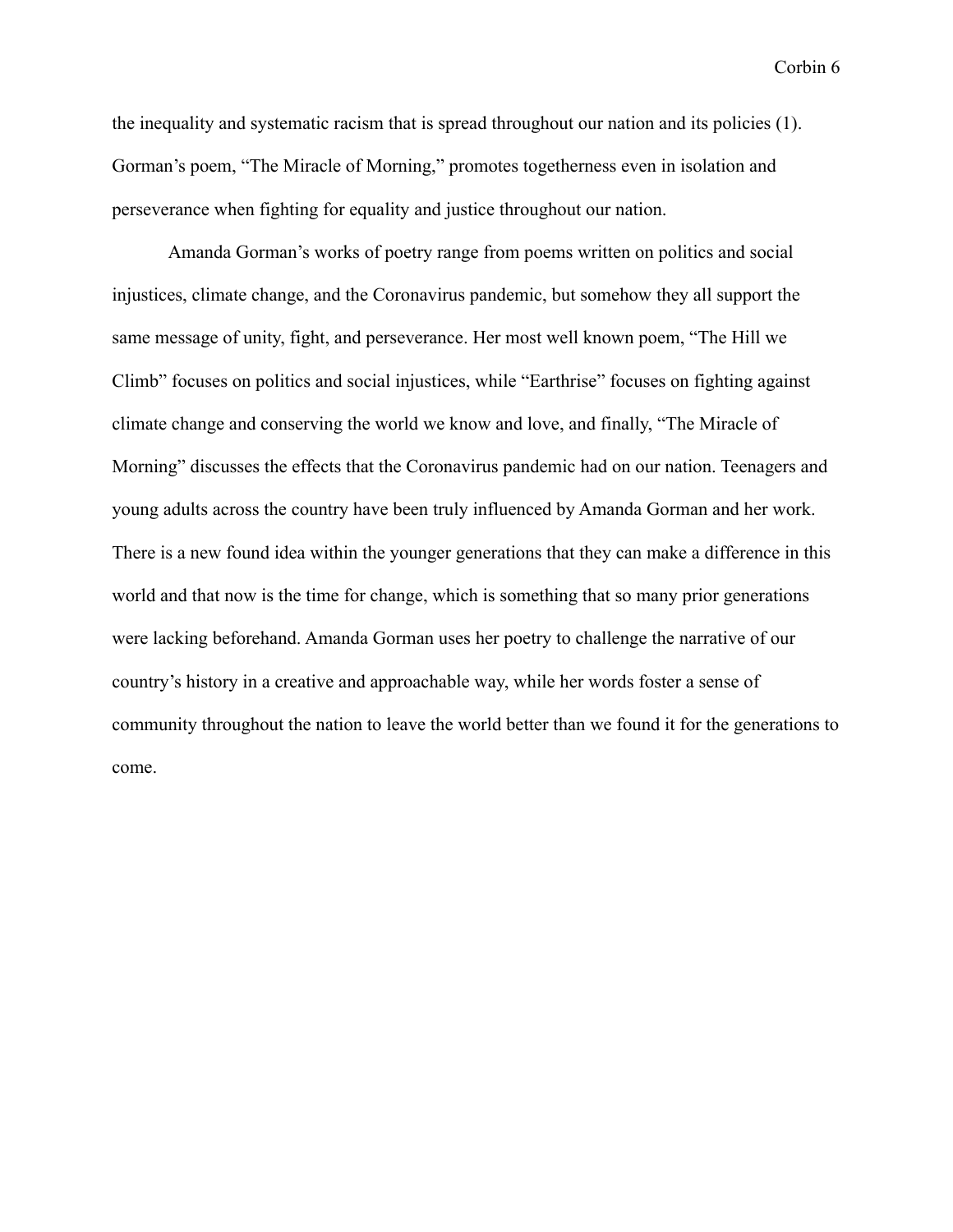the inequality and systematic racism that is spread throughout our nation and its policies (1). Gorman's poem, "The Miracle of Morning," promotes togetherness even in isolation and perseverance when fighting for equality and justice throughout our nation.

Amanda Gorman's works of poetry range from poems written on politics and social injustices, climate change, and the Coronavirus pandemic, but somehow they all support the same message of unity, fight, and perseverance. Her most well known poem, "The Hill we Climb" focuses on politics and social injustices, while "Earthrise" focuses on fighting against climate change and conserving the world we know and love, and finally, "The Miracle of Morning" discusses the effects that the Coronavirus pandemic had on our nation. Teenagers and young adults across the country have been truly influenced by Amanda Gorman and her work. There is a new found idea within the younger generations that they can make a difference in this world and that now is the time for change, which is something that so many prior generations were lacking beforehand. Amanda Gorman uses her poetry to challenge the narrative of our country's history in a creative and approachable way, while her words foster a sense of community throughout the nation to leave the world better than we found it for the generations to come.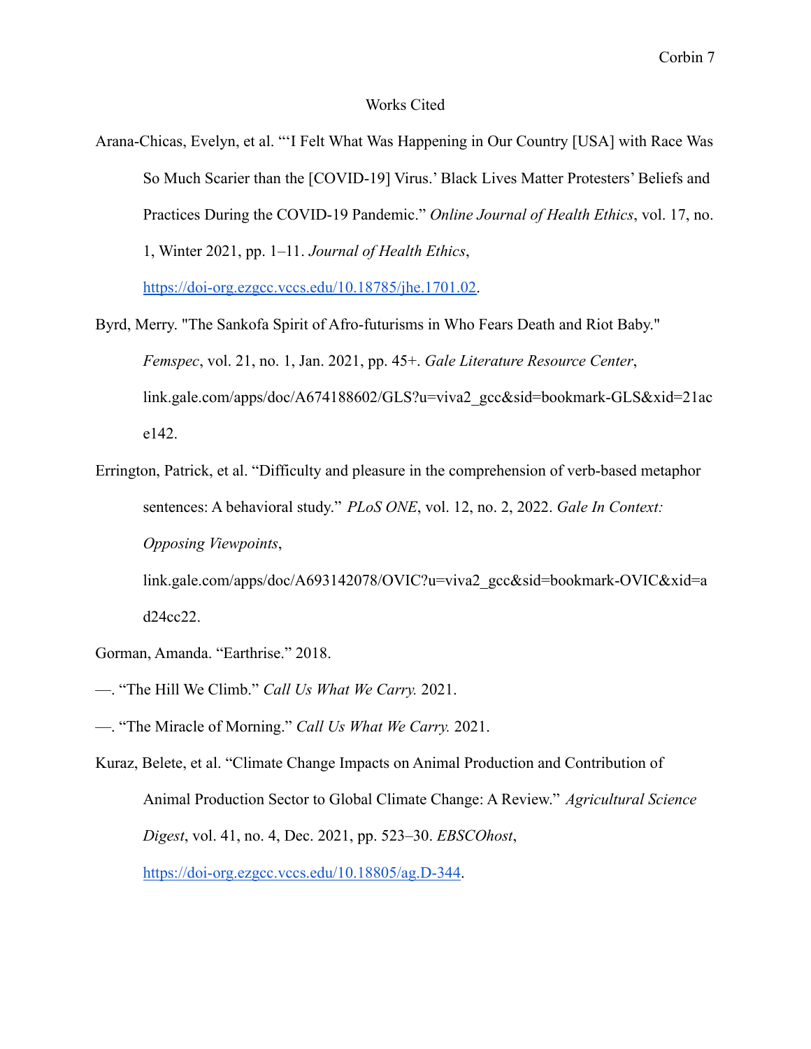# Works Cited

Arana-Chicas, Evelyn, et al. "'I Felt What Was Happening in Our Country [USA] with Race Was So Much Scarier than the [COVID-19] Virus.' Black Lives Matter Protesters' Beliefs and Practices During the COVID-19 Pandemic." *Online Journal of Health Ethics*, vol. 17, no. 1, Winter 2021, pp. 1–11. *Journal of Health Ethics*, https://doi-org.ezgcc.vccs.edu/10.18785/jhe.1701.02.

Byrd, Merry. "The Sankofa Spirit of Afro-futurisms in Who Fears Death and Riot Baby." *Femspec*, vol. 21, no. 1, Jan. 2021, pp. 45+. *Gale Literature Resource Center*, link.gale.com/apps/doc/A674188602/GLS?u=viva2_gcc&sid=bookmark-GLS&xid=21ace142.

Errington, Patrick, et al. "Difficulty and pleasure in the comprehension of verb-based metaphor sentences: A behavioral study." *PLoS ONE*, vol. 12, no. 2, 2022. *Gale In Context: Opposing Viewpoints*, link.gale.com/apps/doc/A693142078/OVIC?u=viva2_gcc&sid=bookmark-OVIC&xid=ad24cc22.

Gorman, Amanda. "Earthrise." 2018.

—. "The Hill We Climb." *Call Us What We Carry.* 2021.

—. "The Miracle of Morning." *Call Us What We Carry.* 2021.

Kuraz, Belete, et al. "Climate Change Impacts on Animal Production and Contribution of Animal Production Sector to Global Climate Change: A Review." *Agricultural Science Digest*, vol. 41, no. 4, Dec. 2021, pp. 523–30. *EBSCOhost*, https://doi-org.ezgcc.vccs.edu/10.18805/ag.D-344.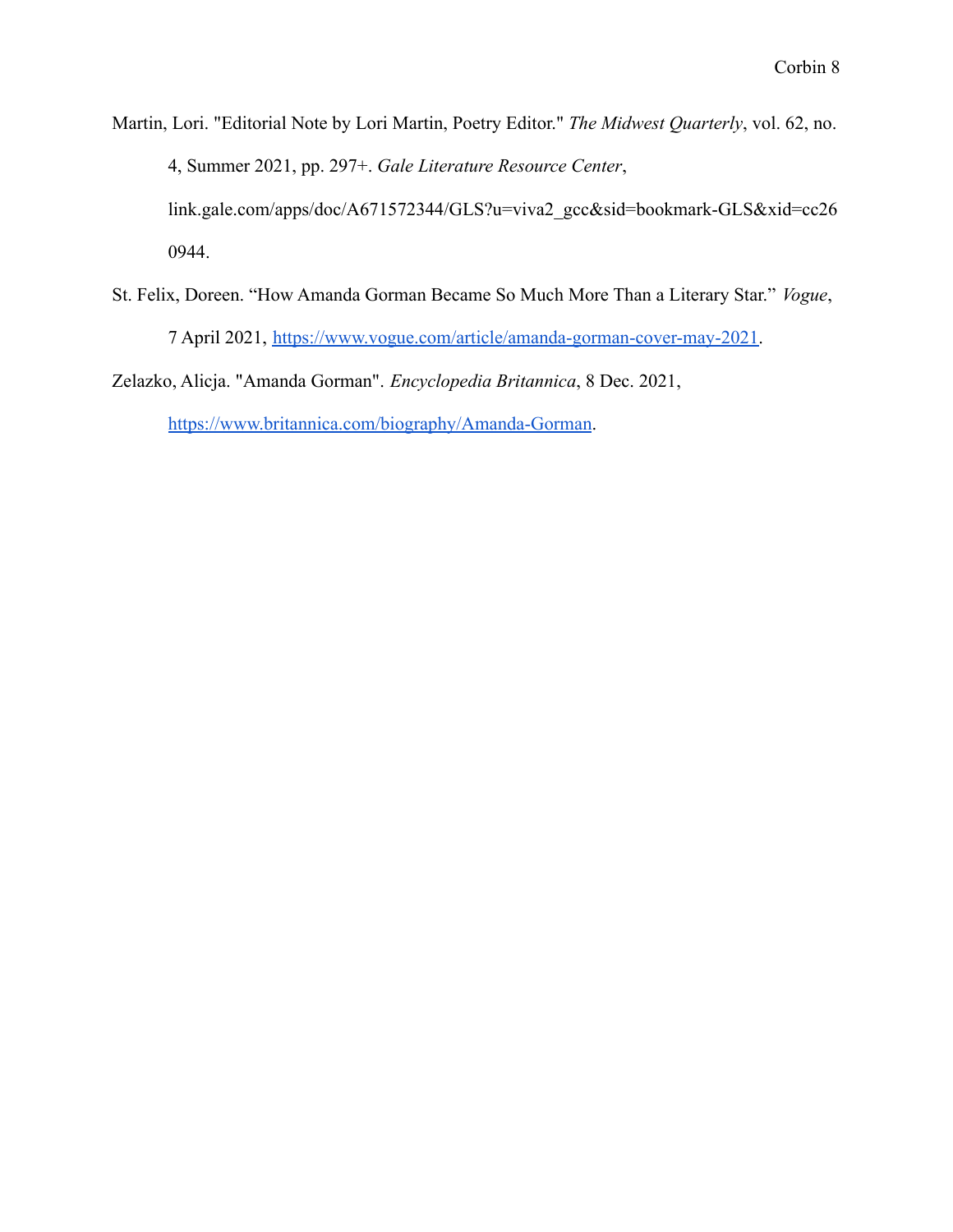Martin, Lori. "Editorial Note by Lori Martin, Poetry Editor." *The Midwest Quarterly*, vol. 62, no. 4, Summer 2021, pp. 297+. *Gale Literature Resource Center*, link.gale.com/apps/doc/A671572344/GLS?u=viva2_gcc&sid=bookmark-GLS&xid=cc260944.

St. Felix, Doreen. "How Amanda Gorman Became So Much More Than a Literary Star." *Vogue*, 7 April 2021, https://www.vogue.com/article/amanda-gorman-cover-may-2021.

Zelazko, Alicja. "Amanda Gorman". *Encyclopedia Britannica*, 8 Dec. 2021, https://www.britannica.com/biography/Amanda-Gorman.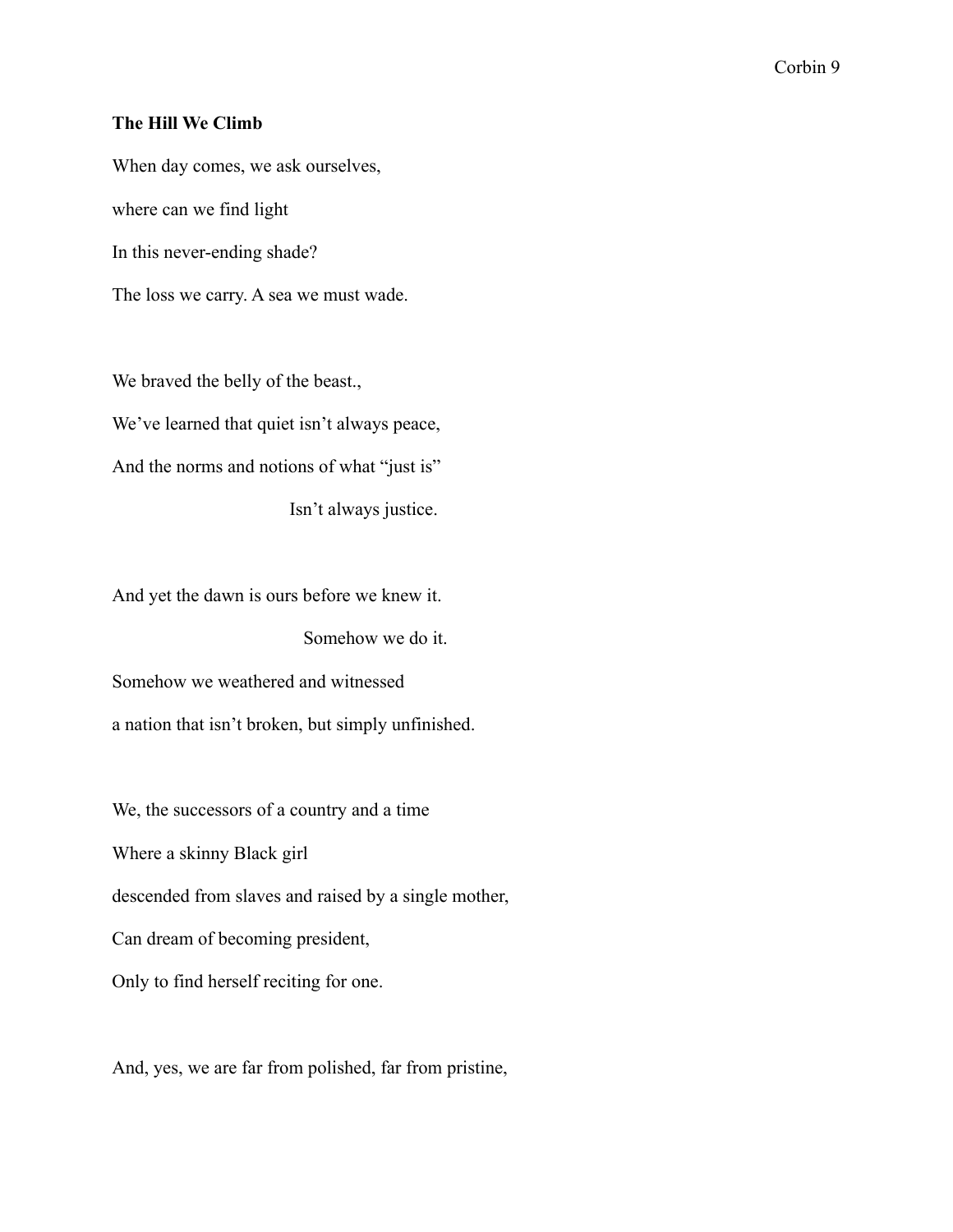**The Hill We Climb**

When day comes, we ask ourselves,

where can we find light

In this never-ending shade?

The loss we carry. A sea we must wade.

We braved the belly of the beast.,

We've learned that quiet isn't always peace,

And the norms and notions of what "just is"

Isn't always justice.

And yet the dawn is ours before we knew it.

Somehow we do it.

Somehow we weathered and witnessed

a nation that isn't broken, but simply unfinished.

We, the successors of a country and a time

Where a skinny Black girl

descended from slaves and raised by a single mother,

Can dream of becoming president,

Only to find herself reciting for one.

And, yes, we are far from polished, far from pristine,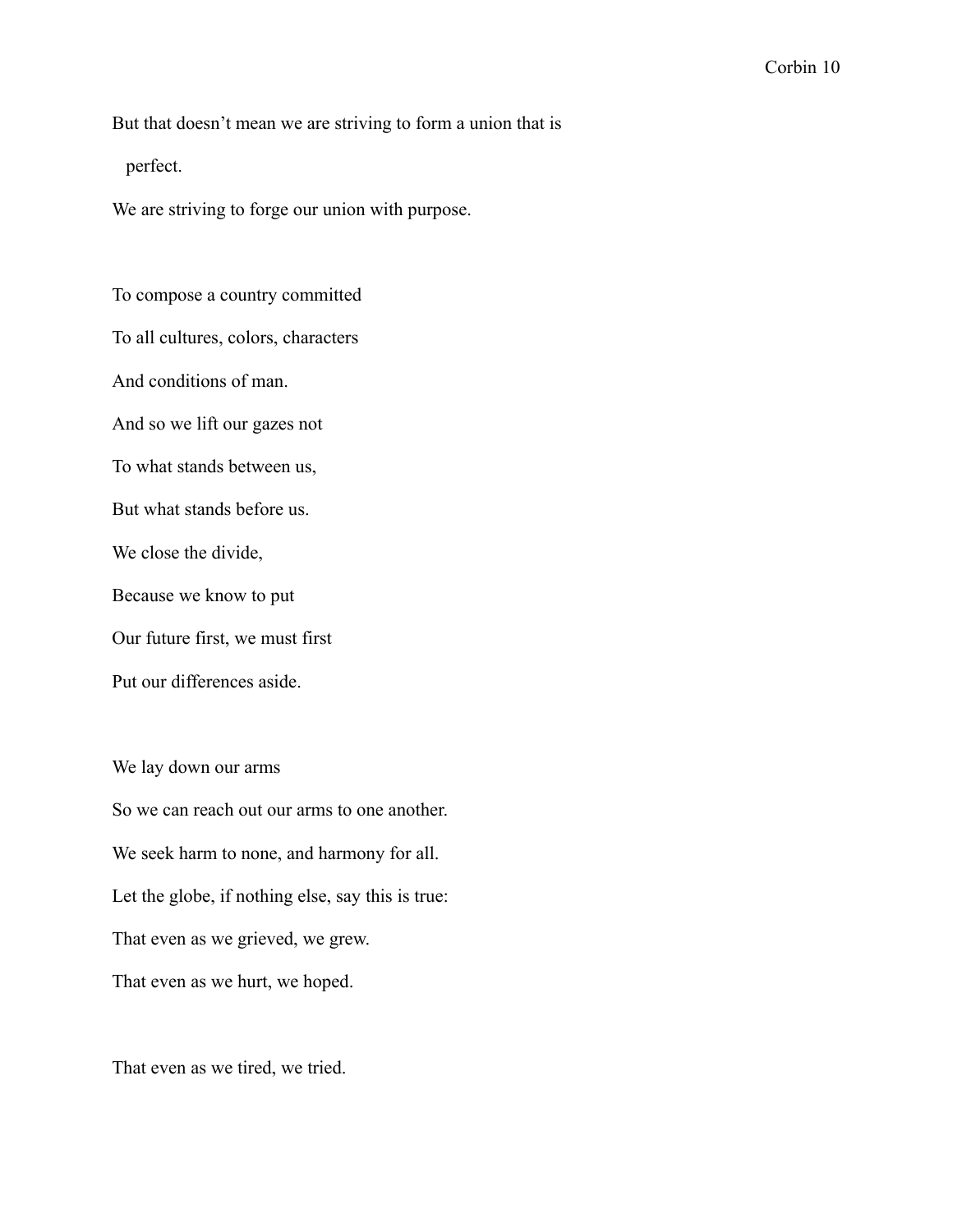But that doesn't mean we are striving to form a union that is
perfect.
We are striving to forge our union with purpose.

To compose a country committed
To all cultures, colors, characters
And conditions of man.
And so we lift our gazes not
To what stands between us,
But what stands before us.
We close the divide,
Because we know to put
Our future first, we must first
Put our differences aside.

We lay down our arms
So we can reach out our arms to one another.
We seek harm to none, and harmony for all.
Let the globe, if nothing else, say this is true:
That even as we grieved, we grew.
That even as we hurt, we hoped.

That even as we tired, we tried.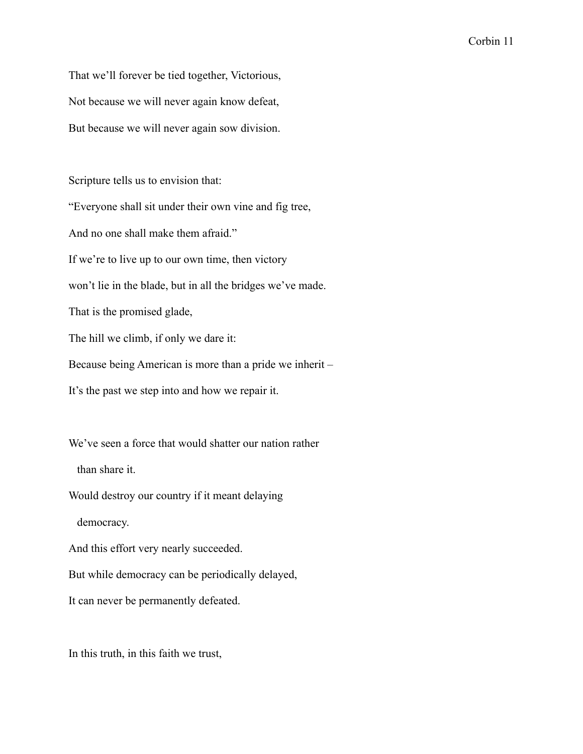That we'll forever be tied together, Victorious,

Not because we will never again know defeat,

But because we will never again sow division.

Scripture tells us to envision that:

"Everyone shall sit under their own vine and fig tree,

And no one shall make them afraid."

If we're to live up to our own time, then victory

won't lie in the blade, but in all the bridges we've made.

That is the promised glade,

The hill we climb, if only we dare it:

Because being American is more than a pride we inherit –

It's the past we step into and how we repair it.

We've seen a force that would shatter our nation rather
than share it.

Would destroy our country if it meant delaying
democracy.

And this effort very nearly succeeded.

But while democracy can be periodically delayed,

It can never be permanently defeated.

In this truth, in this faith we trust,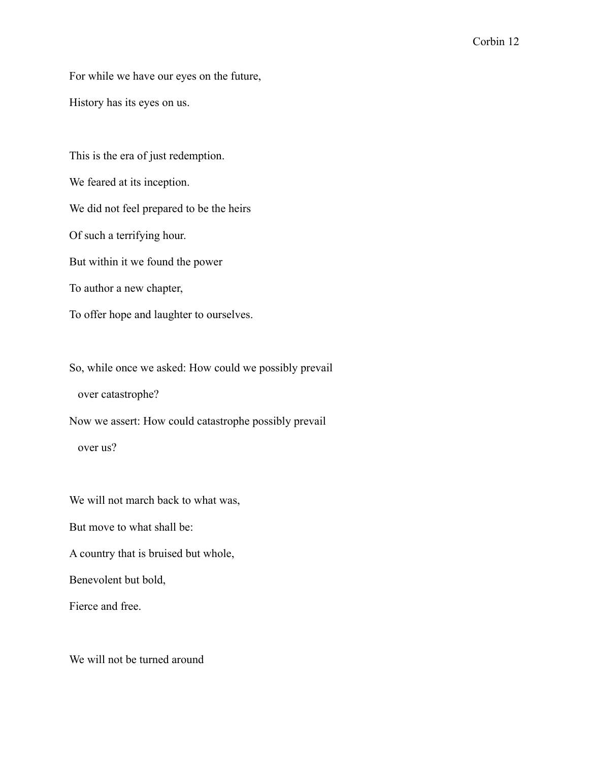For while we have our eyes on the future,

History has its eyes on us.

This is the era of just redemption.

We feared at its inception.

We did not feel prepared to be the heirs

Of such a terrifying hour.

But within it we found the power

To author a new chapter,

To offer hope and laughter to ourselves.

So, while once we asked: How could we possibly prevail

over catastrophe?

Now we assert: How could catastrophe possibly prevail

over us?

We will not march back to what was,

But move to what shall be:

A country that is bruised but whole,

Benevolent but bold,

Fierce and free.

We will not be turned around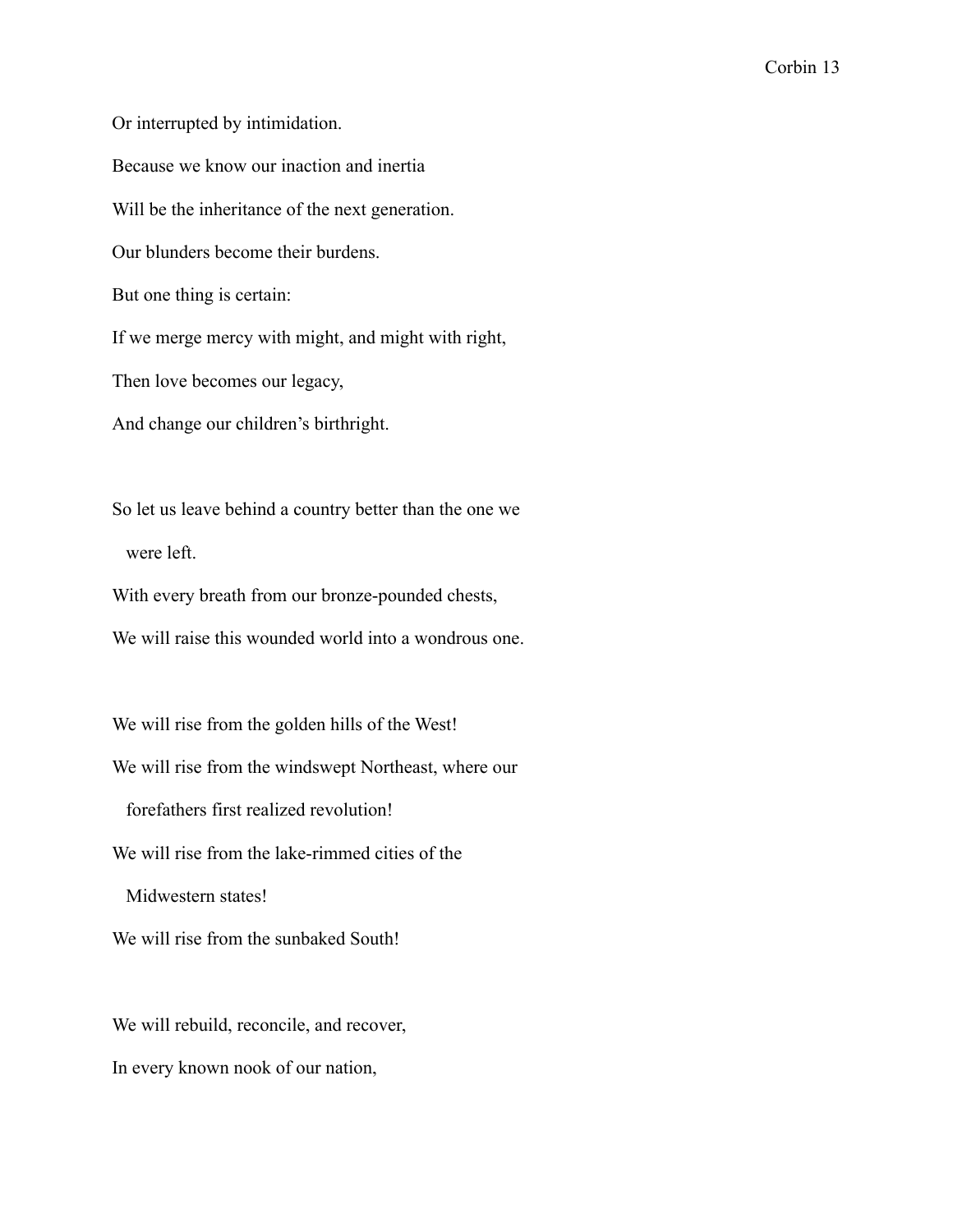Or interrupted by intimidation.

Because we know our inaction and inertia

Will be the inheritance of the next generation.

Our blunders become their burdens.

But one thing is certain:

If we merge mercy with might, and might with right,

Then love becomes our legacy,

And change our children's birthright.

So let us leave behind a country better than the one we were left.

With every breath from our bronze-pounded chests,

We will raise this wounded world into a wondrous one.

We will rise from the golden hills of the West!

We will rise from the windswept Northeast, where our forefathers first realized revolution!

We will rise from the lake-rimmed cities of the Midwestern states!

We will rise from the sunbaked South!

We will rebuild, reconcile, and recover,

In every known nook of our nation,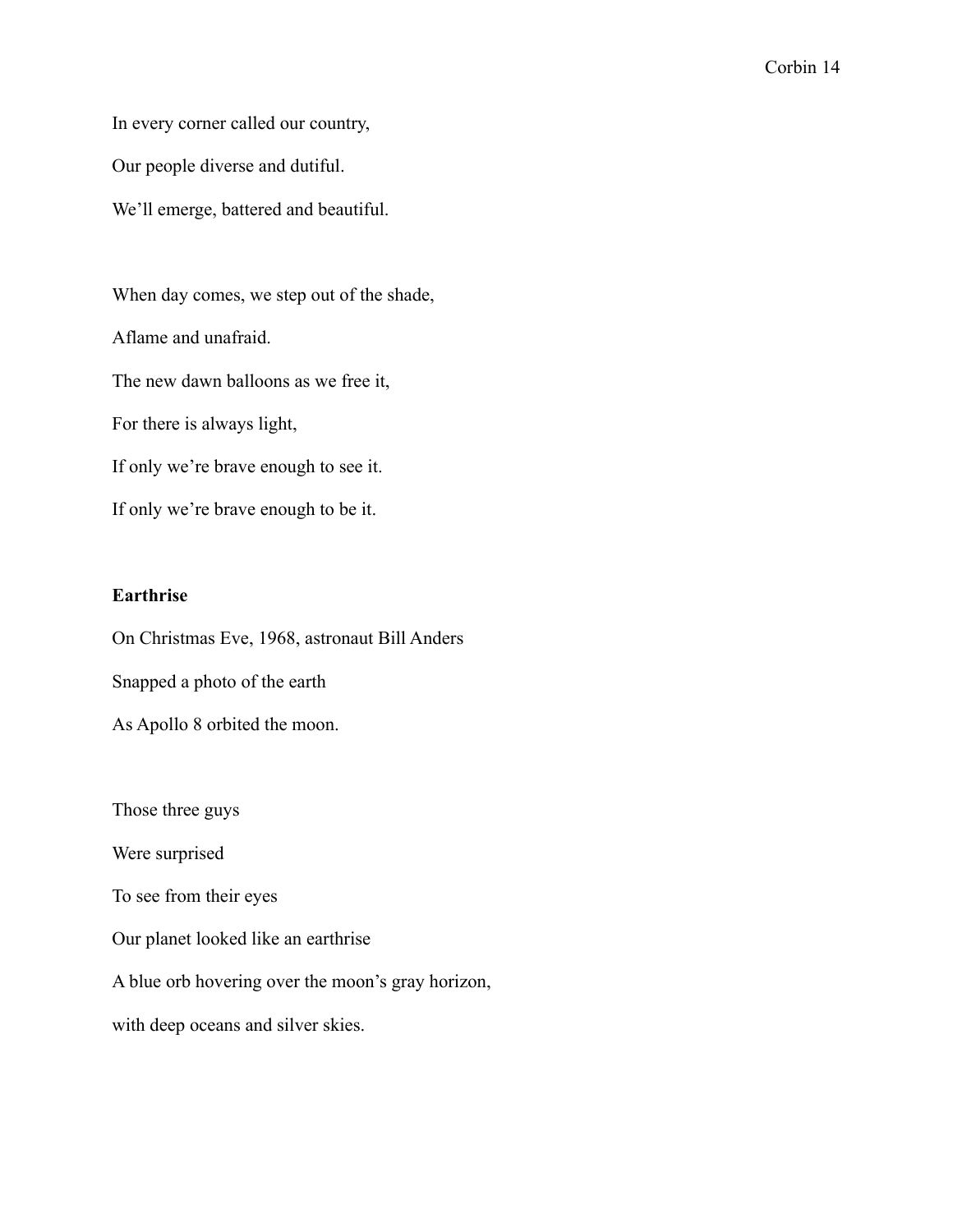In every corner called our country,

Our people diverse and dutiful.

We'll emerge, battered and beautiful.

When day comes, we step out of the shade,

Aflame and unafraid.

The new dawn balloons as we free it,

For there is always light,

If only we're brave enough to see it.

If only we're brave enough to be it.

**Earthrise**

On Christmas Eve, 1968, astronaut Bill Anders

Snapped a photo of the earth

As Apollo 8 orbited the moon.

Those three guys

Were surprised

To see from their eyes

Our planet looked like an earthrise

A blue orb hovering over the moon's gray horizon,

with deep oceans and silver skies.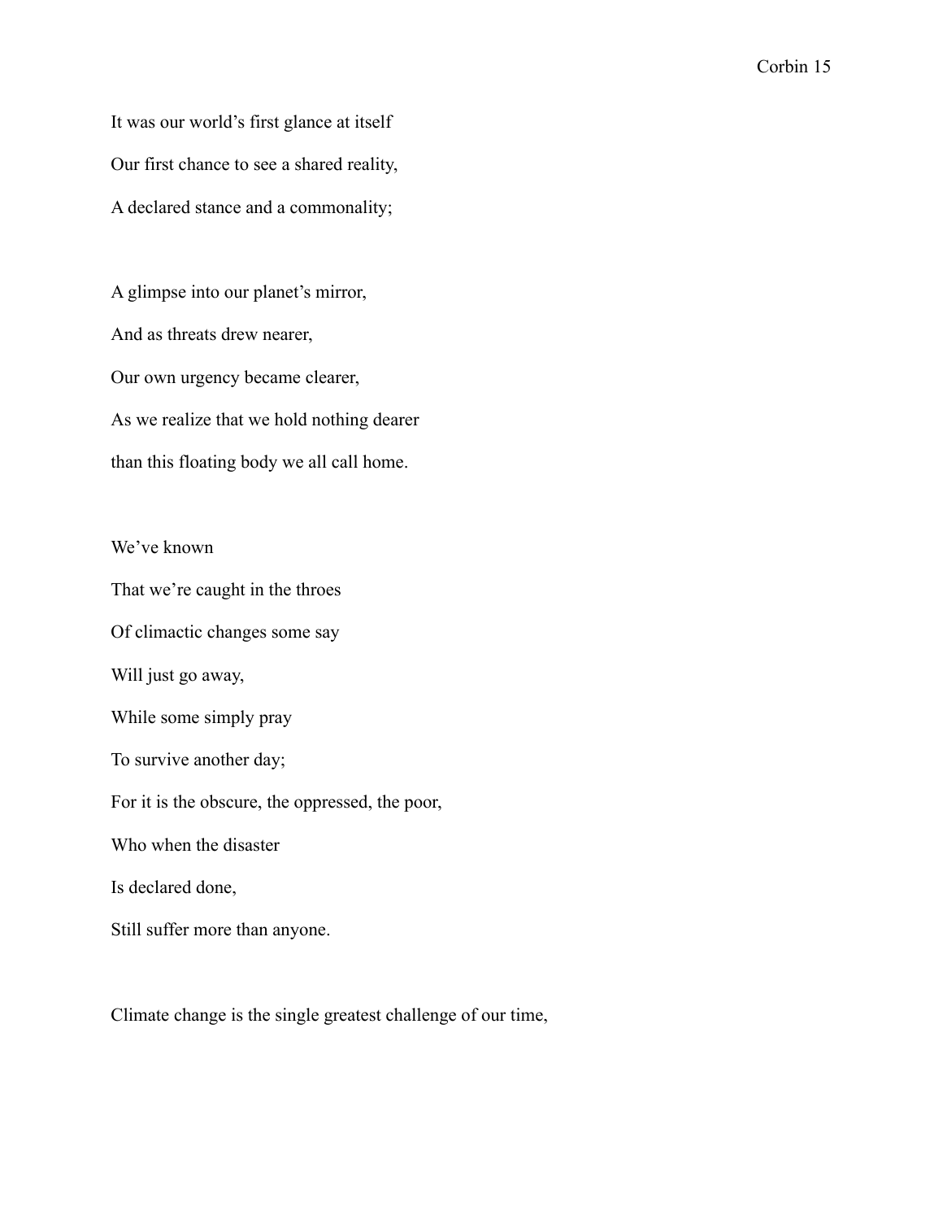It was our world's first glance at itself  
Our first chance to see a shared reality,  
A declared stance and a commonality;

A glimpse into our planet's mirror,  
And as threats drew nearer,  
Our own urgency became clearer,  
As we realize that we hold nothing dearer  
than this floating body we all call home.

We've known  
That we're caught in the throes  
Of climactic changes some say  
Will just go away,  
While some simply pray  
To survive another day;  
For it is the obscure, the oppressed, the poor,  
Who when the disaster  
Is declared done,  
Still suffer more than anyone.

Climate change is the single greatest challenge of our time,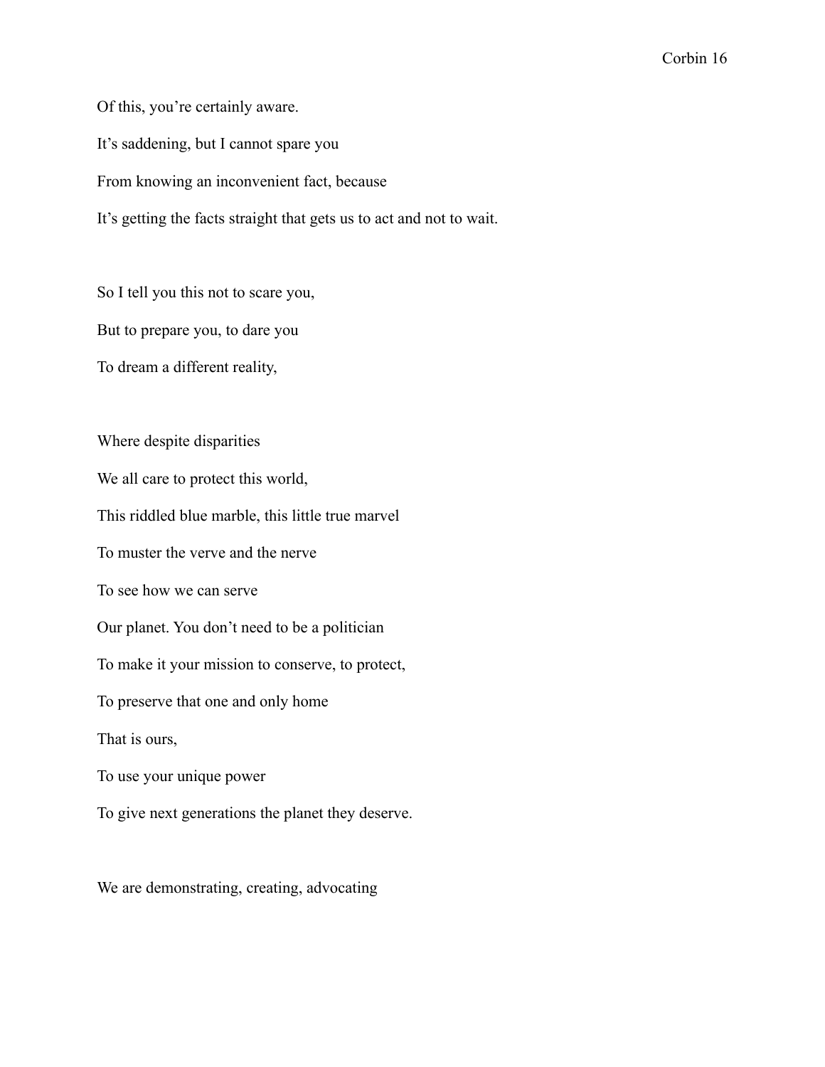Of this, you're certainly aware.

It's saddening, but I cannot spare you

From knowing an inconvenient fact, because

It's getting the facts straight that gets us to act and not to wait.

So I tell you this not to scare you,

But to prepare you, to dare you

To dream a different reality,

Where despite disparities

We all care to protect this world,

This riddled blue marble, this little true marvel

To muster the verve and the nerve

To see how we can serve

Our planet. You don't need to be a politician

To make it your mission to conserve, to protect,

To preserve that one and only home

That is ours,

To use your unique power

To give next generations the planet they deserve.

We are demonstrating, creating, advocating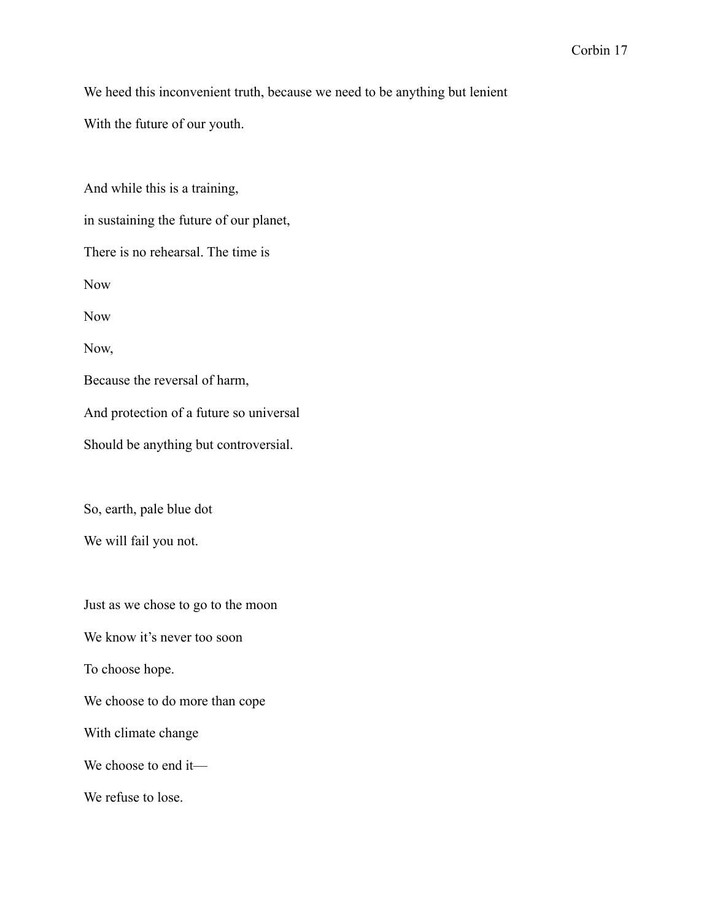We heed this inconvenient truth, because we need to be anything but lenient  
With the future of our youth.

And while this is a training,  
in sustaining the future of our planet,  
There is no rehearsal. The time is  
Now  
Now  
Now,  
Because the reversal of harm,  
And protection of a future so universal  
Should be anything but controversial.

So, earth, pale blue dot  
We will fail you not.

Just as we chose to go to the moon  
We know it's never too soon  
To choose hope.  
We choose to do more than cope  
With climate change  
We choose to end it—  
We refuse to lose.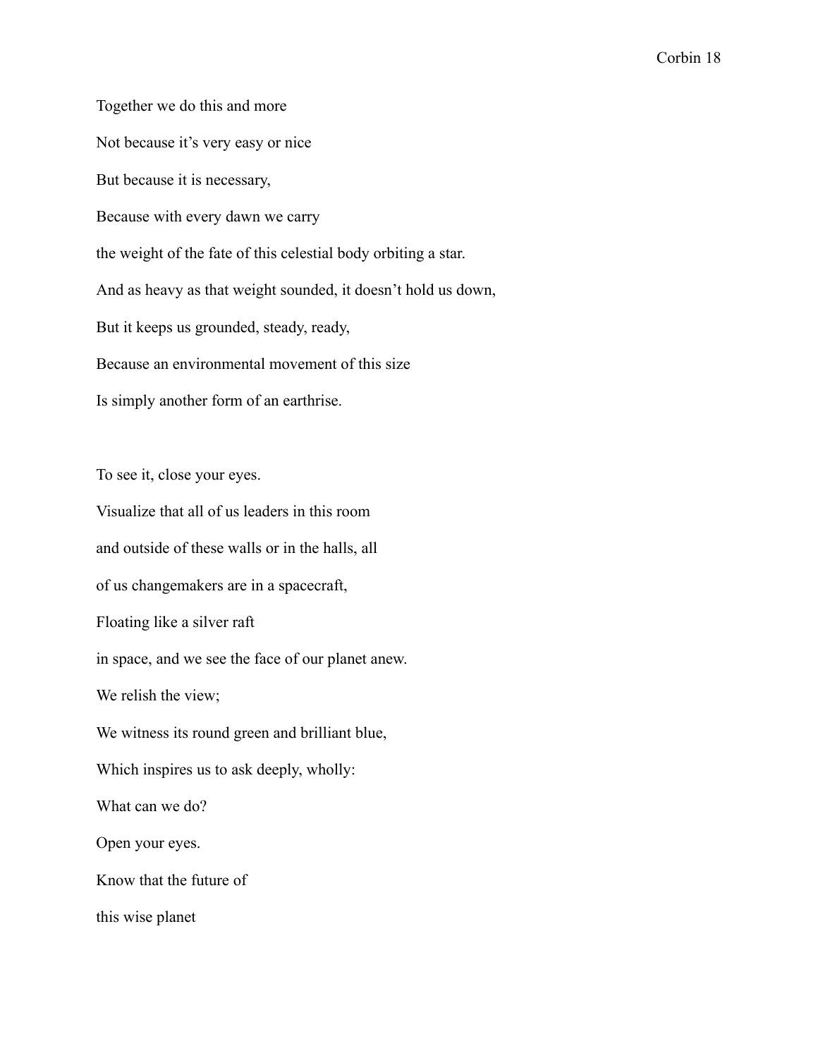Together we do this and more

Not because it's very easy or nice

But because it is necessary,

Because with every dawn we carry

the weight of the fate of this celestial body orbiting a star.

And as heavy as that weight sounded, it doesn't hold us down,

But it keeps us grounded, steady, ready,

Because an environmental movement of this size

Is simply another form of an earthrise.

To see it, close your eyes.

Visualize that all of us leaders in this room

and outside of these walls or in the halls, all

of us changemakers are in a spacecraft,

Floating like a silver raft

in space, and we see the face of our planet anew.

We relish the view;

We witness its round green and brilliant blue,

Which inspires us to ask deeply, wholly:

What can we do?

Open your eyes.

Know that the future of

this wise planet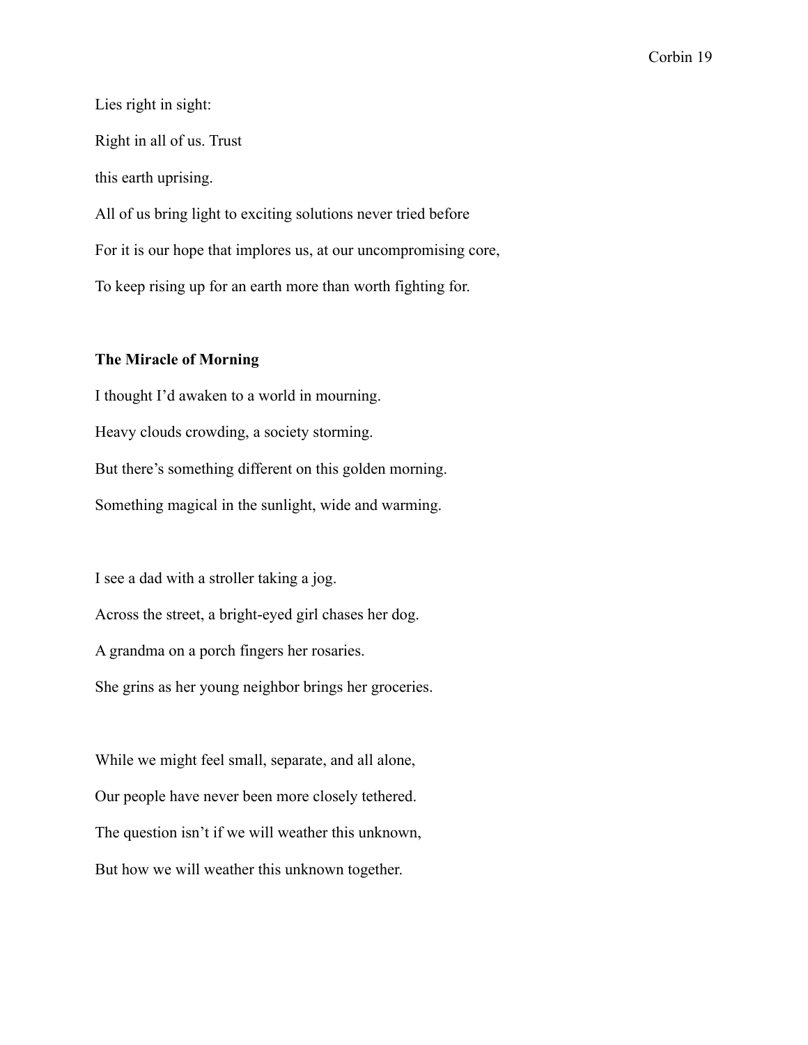Lies right in sight:

Right in all of us. Trust

this earth uprising.

All of us bring light to exciting solutions never tried before

For it is our hope that implores us, at our uncompromising core,

To keep rising up for an earth more than worth fighting for.

### The Miracle of Morning

I thought I'd awaken to a world in mourning.

Heavy clouds crowding, a society storming.

But there's something different on this golden morning.

Something magical in the sunlight, wide and warming.

I see a dad with a stroller taking a jog.

Across the street, a bright-eyed girl chases her dog.

A grandma on a porch fingers her rosaries.

She grins as her young neighbor brings her groceries.

While we might feel small, separate, and all alone,

Our people have never been more closely tethered.

The question isn't if we will weather this unknown,

But how we will weather this unknown together.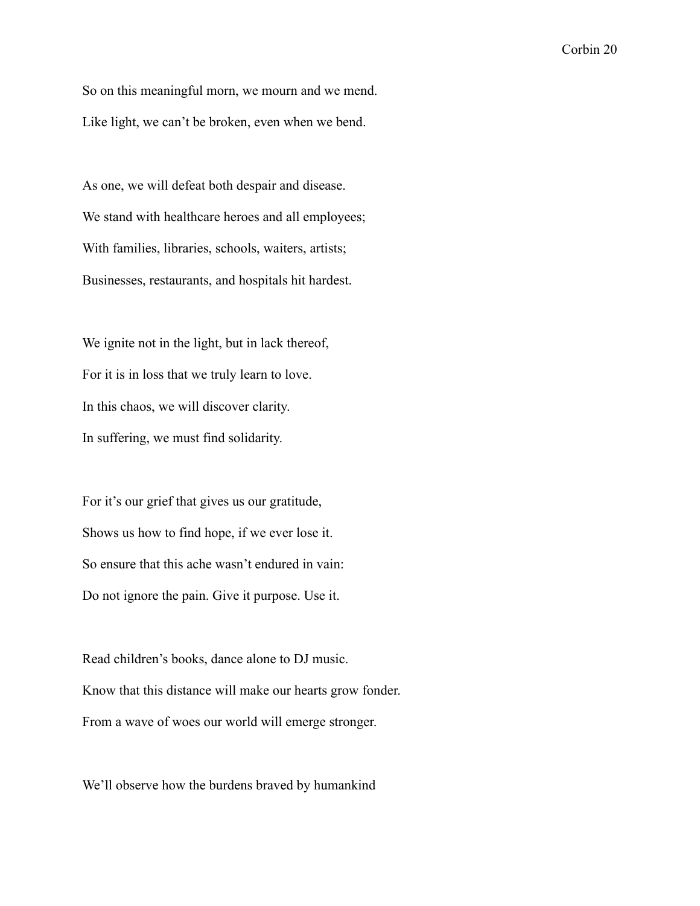So on this meaningful morn, we mourn and we mend.

Like light, we can't be broken, even when we bend.

As one, we will defeat both despair and disease.

We stand with healthcare heroes and all employees;

With families, libraries, schools, waiters, artists;

Businesses, restaurants, and hospitals hit hardest.

We ignite not in the light, but in lack thereof,

For it is in loss that we truly learn to love.

In this chaos, we will discover clarity.

In suffering, we must find solidarity.

For it's our grief that gives us our gratitude,

Shows us how to find hope, if we ever lose it.

So ensure that this ache wasn't endured in vain:

Do not ignore the pain. Give it purpose. Use it.

Read children's books, dance alone to DJ music.

Know that this distance will make our hearts grow fonder.

From a wave of woes our world will emerge stronger.

We'll observe how the burdens braved by humankind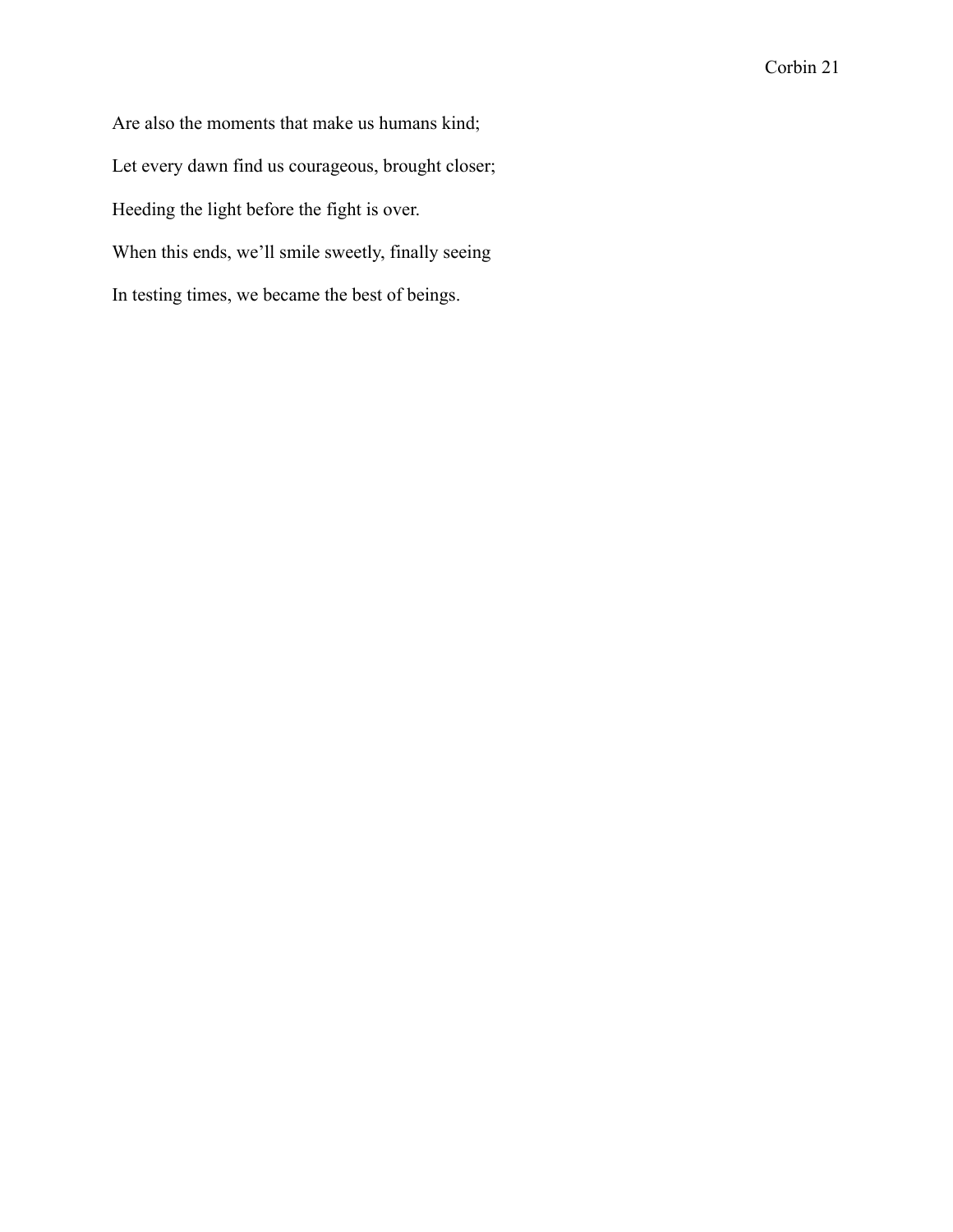Are also the moments that make us humans kind;

Let every dawn find us courageous, brought closer;

Heeding the light before the fight is over.

When this ends, we'll smile sweetly, finally seeing

In testing times, we became the best of beings.